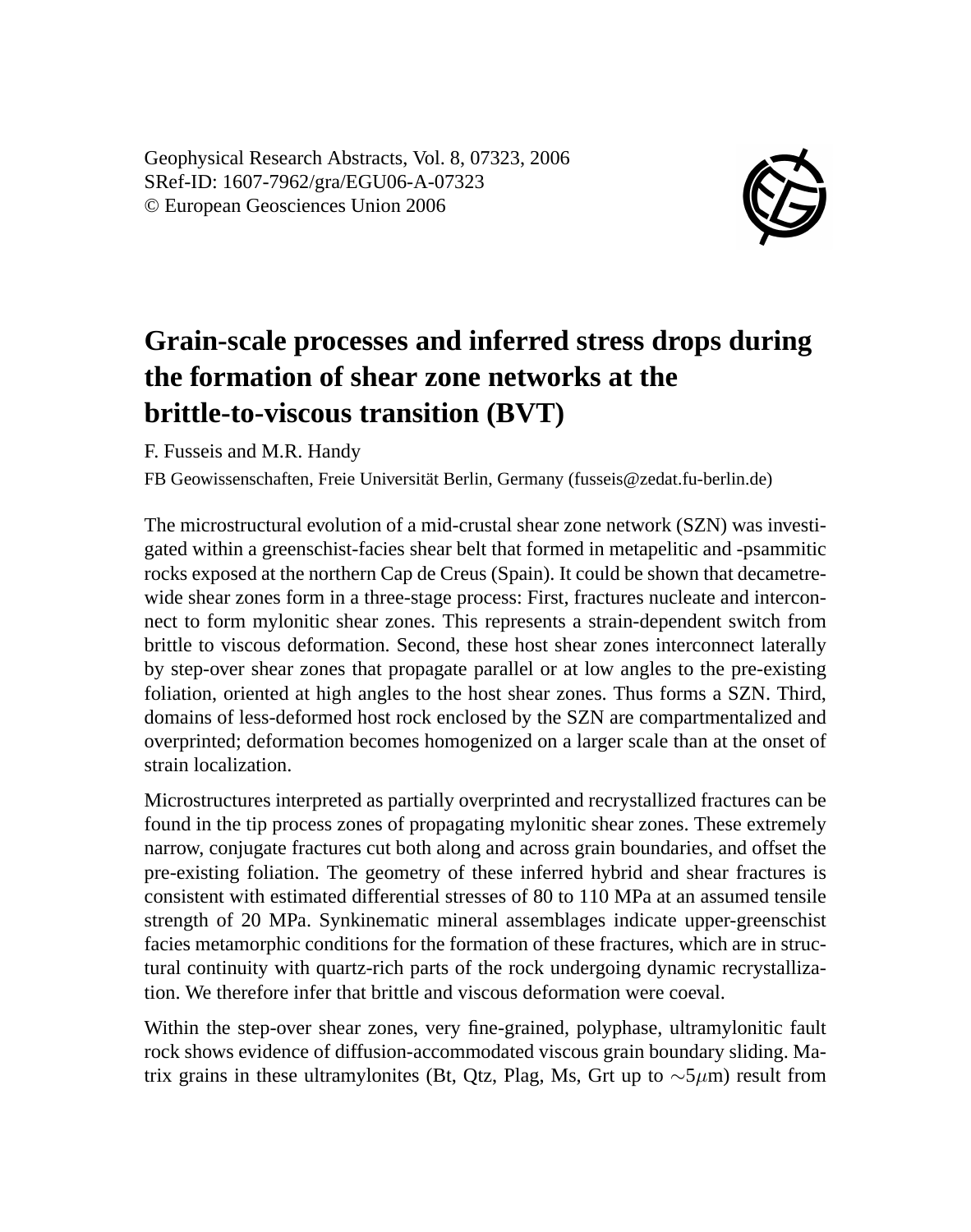Geophysical Research Abstracts, Vol. 8, 07323, 2006
SRef-ID: 1607-7962/gra/EGU06-A-07323
© European Geosciences Union 2006

# Grain-scale processes and inferred stress drops during the formation of shear zone networks at the brittle-to-viscous transition (BVT)

F. Fusseis and M.R. Handy

FB Geowissenschaften, Freie Universität Berlin, Germany (fusseis@zedat.fu-berlin.de)

The microstructural evolution of a mid-crustal shear zone network (SZN) was investigated within a greenschist-facies shear belt that formed in metapelitic and -psammitic rocks exposed at the northern Cap de Creus (Spain). It could be shown that decametre-wide shear zones form in a three-stage process: First, fractures nucleate and interconnect to form mylonitic shear zones. This represents a strain-dependent switch from brittle to viscous deformation. Second, these host shear zones interconnect laterally by step-over shear zones that propagate parallel or at low angles to the pre-existing foliation, oriented at high angles to the host shear zones. Thus forms a SZN. Third, domains of less-deformed host rock enclosed by the SZN are compartmentalized and overprinted; deformation becomes homogenized on a larger scale than at the onset of strain localization.

Microstructures interpreted as partially overprinted and recrystallized fractures can be found in the tip process zones of propagating mylonitic shear zones. These extremely narrow, conjugate fractures cut both along and across grain boundaries, and offset the pre-existing foliation. The geometry of these inferred hybrid and shear fractures is consistent with estimated differential stresses of 80 to 110 MPa at an assumed tensile strength of 20 MPa. Synkinematic mineral assemblages indicate upper-greenschist facies metamorphic conditions for the formation of these fractures, which are in structural continuity with quartz-rich parts of the rock undergoing dynamic recrystallization. We therefore infer that brittle and viscous deformation were coeval.

Within the step-over shear zones, very fine-grained, polyphase, ultramylonitic fault rock shows evidence of diffusion-accommodated viscous grain boundary sliding. Matrix grains in these ultramylonites (Bt, Qtz, Plag, Ms, Grt up to $\sim 5\mu$m) result from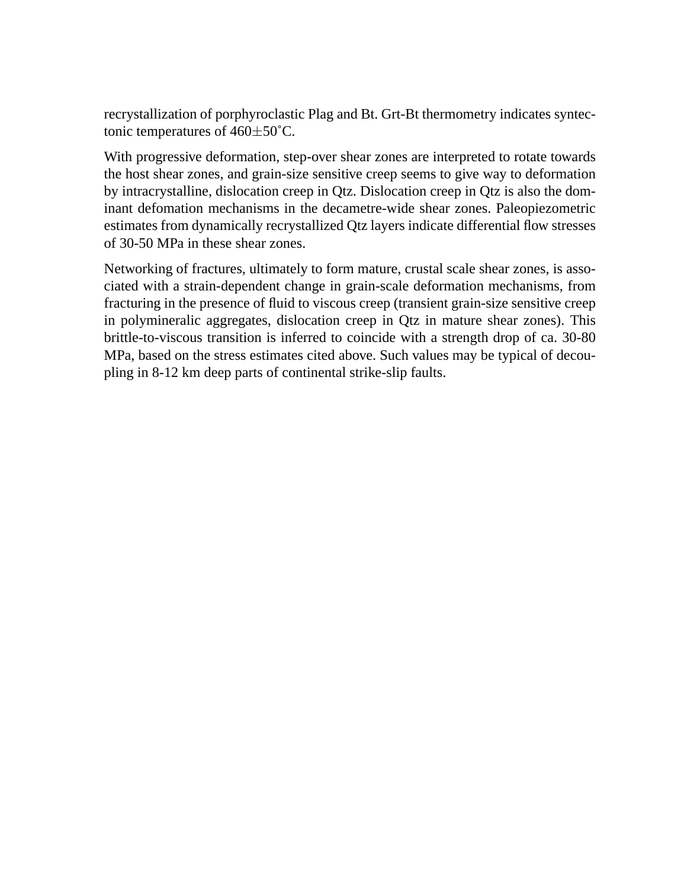recrystallization of porphyroclastic Plag and Bt. Grt-Bt thermometry indicates syntectonic temperatures of 460±50˚C.

With progressive deformation, step-over shear zones are interpreted to rotate towards the host shear zones, and grain-size sensitive creep seems to give way to deformation by intracrystalline, dislocation creep in Qtz. Dislocation creep in Qtz is also the dominant defomation mechanisms in the decametre-wide shear zones. Paleopiezometric estimates from dynamically recrystallized Qtz layers indicate differential flow stresses of 30-50 MPa in these shear zones.

Networking of fractures, ultimately to form mature, crustal scale shear zones, is associated with a strain-dependent change in grain-scale deformation mechanisms, from fracturing in the presence of fluid to viscous creep (transient grain-size sensitive creep in polymineralic aggregates, dislocation creep in Qtz in mature shear zones). This brittle-to-viscous transition is inferred to coincide with a strength drop of ca. 30-80 MPa, based on the stress estimates cited above. Such values may be typical of decoupling in 8-12 km deep parts of continental strike-slip faults.